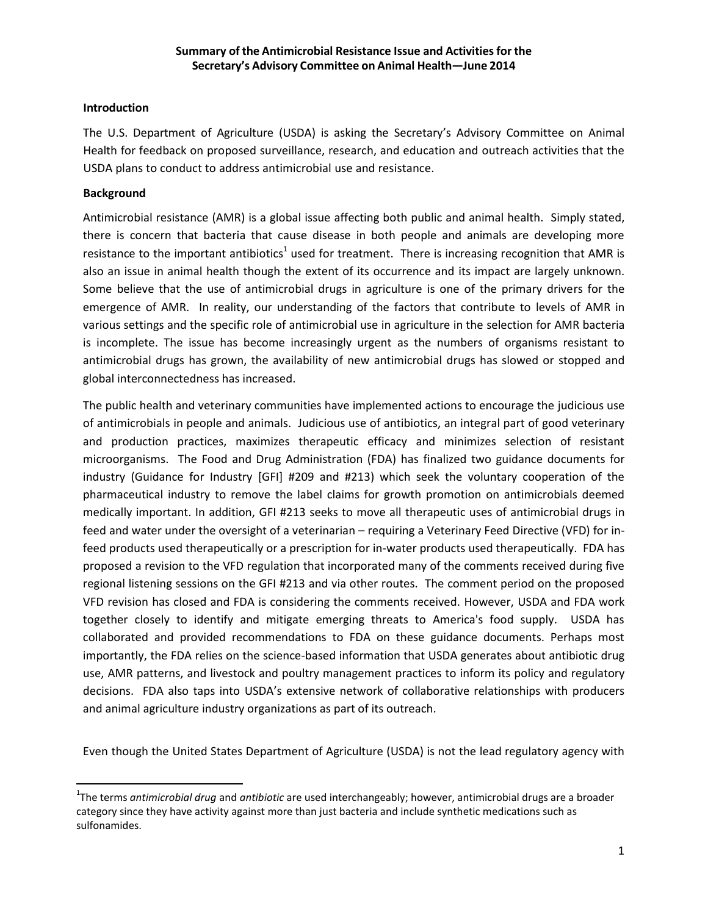**Summary of the Antimicrobial Resistance Issue and Activities for the Secretary's Advisory Committee on Animal Health—June 2014**

## Introduction

The U.S. Department of Agriculture (USDA) is asking the Secretary's Advisory Committee on Animal Health for feedback on proposed surveillance, research, and education and outreach activities that the USDA plans to conduct to address antimicrobial use and resistance.

## Background

Antimicrobial resistance (AMR) is a global issue affecting both public and animal health. Simply stated, there is concern that bacteria that cause disease in both people and animals are developing more resistance to the important antibiotics[1] used for treatment. There is increasing recognition that AMR is also an issue in animal health though the extent of its occurrence and its impact are largely unknown. Some believe that the use of antimicrobial drugs in agriculture is one of the primary drivers for the emergence of AMR. In reality, our understanding of the factors that contribute to levels of AMR in various settings and the specific role of antimicrobial use in agriculture in the selection for AMR bacteria is incomplete. The issue has become increasingly urgent as the numbers of organisms resistant to antimicrobial drugs has grown, the availability of new antimicrobial drugs has slowed or stopped and global interconnectedness has increased.

The public health and veterinary communities have implemented actions to encourage the judicious use of antimicrobials in people and animals. Judicious use of antibiotics, an integral part of good veterinary and production practices, maximizes therapeutic efficacy and minimizes selection of resistant microorganisms. The Food and Drug Administration (FDA) has finalized two guidance documents for industry (Guidance for Industry [GFI] #209 and #213) which seek the voluntary cooperation of the pharmaceutical industry to remove the label claims for growth promotion on antimicrobials deemed medically important. In addition, GFI #213 seeks to move all therapeutic uses of antimicrobial drugs in feed and water under the oversight of a veterinarian – requiring a Veterinary Feed Directive (VFD) for in-feed products used therapeutically or a prescription for in-water products used therapeutically. FDA has proposed a revision to the VFD regulation that incorporated many of the comments received during five regional listening sessions on the GFI #213 and via other routes. The comment period on the proposed VFD revision has closed and FDA is considering the comments received. However, USDA and FDA work together closely to identify and mitigate emerging threats to America's food supply. USDA has collaborated and provided recommendations to FDA on these guidance documents. Perhaps most importantly, the FDA relies on the science-based information that USDA generates about antibiotic drug use, AMR patterns, and livestock and poultry management practices to inform its policy and regulatory decisions. FDA also taps into USDA's extensive network of collaborative relationships with producers and animal agriculture industry organizations as part of its outreach.

Even though the United States Department of Agriculture (USDA) is not the lead regulatory agency with

---

[1] The terms *antimicrobial drug* and *antibiotic* are used interchangeably; however, antimicrobial drugs are a broader category since they have activity against more than just bacteria and include synthetic medications such as sulfonamides.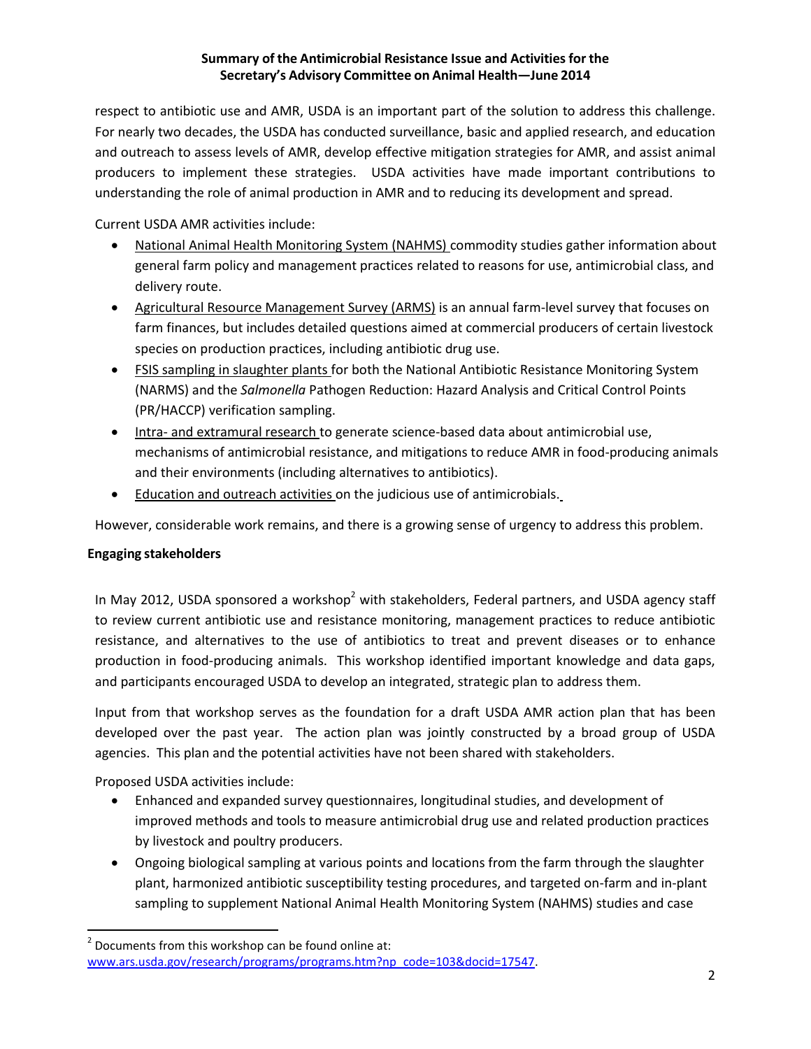respect to antibiotic use and AMR, USDA is an important part of the solution to address this challenge. For nearly two decades, the USDA has conducted surveillance, basic and applied research, and education and outreach to assess levels of AMR, develop effective mitigation strategies for AMR, and assist animal producers to implement these strategies. USDA activities have made important contributions to understanding the role of animal production in AMR and to reducing its development and spread.

Current USDA AMR activities include:

- National Animal Health Monitoring System (NAHMS) commodity studies gather information about general farm policy and management practices related to reasons for use, antimicrobial class, and delivery route.
- Agricultural Resource Management Survey (ARMS) is an annual farm-level survey that focuses on farm finances, but includes detailed questions aimed at commercial producers of certain livestock species on production practices, including antibiotic drug use.
- FSIS sampling in slaughter plants for both the National Antibiotic Resistance Monitoring System (NARMS) and the *Salmonella* Pathogen Reduction: Hazard Analysis and Critical Control Points (PR/HACCP) verification sampling.
- Intra- and extramural research to generate science-based data about antimicrobial use, mechanisms of antimicrobial resistance, and mitigations to reduce AMR in food-producing animals and their environments (including alternatives to antibiotics).
- Education and outreach activities on the judicious use of antimicrobials.

However, considerable work remains, and there is a growing sense of urgency to address this problem.

**Engaging stakeholders**

In May 2012, USDA sponsored a workshop[2] with stakeholders, Federal partners, and USDA agency staff to review current antibiotic use and resistance monitoring, management practices to reduce antibiotic resistance, and alternatives to the use of antibiotics to treat and prevent diseases or to enhance production in food-producing animals. This workshop identified important knowledge and data gaps, and participants encouraged USDA to develop an integrated, strategic plan to address them.

Input from that workshop serves as the foundation for a draft USDA AMR action plan that has been developed over the past year. The action plan was jointly constructed by a broad group of USDA agencies. This plan and the potential activities have not been shared with stakeholders.

Proposed USDA activities include:

- Enhanced and expanded survey questionnaires, longitudinal studies, and development of improved methods and tools to measure antimicrobial drug use and related production practices by livestock and poultry producers.
- Ongoing biological sampling at various points and locations from the farm through the slaughter plant, harmonized antibiotic susceptibility testing procedures, and targeted on-farm and in-plant sampling to supplement National Animal Health Monitoring System (NAHMS) studies and case

[2] Documents from this workshop can be found online at: www.ars.usda.gov/research/programs/programs.htm?np_code=103&docid=17547.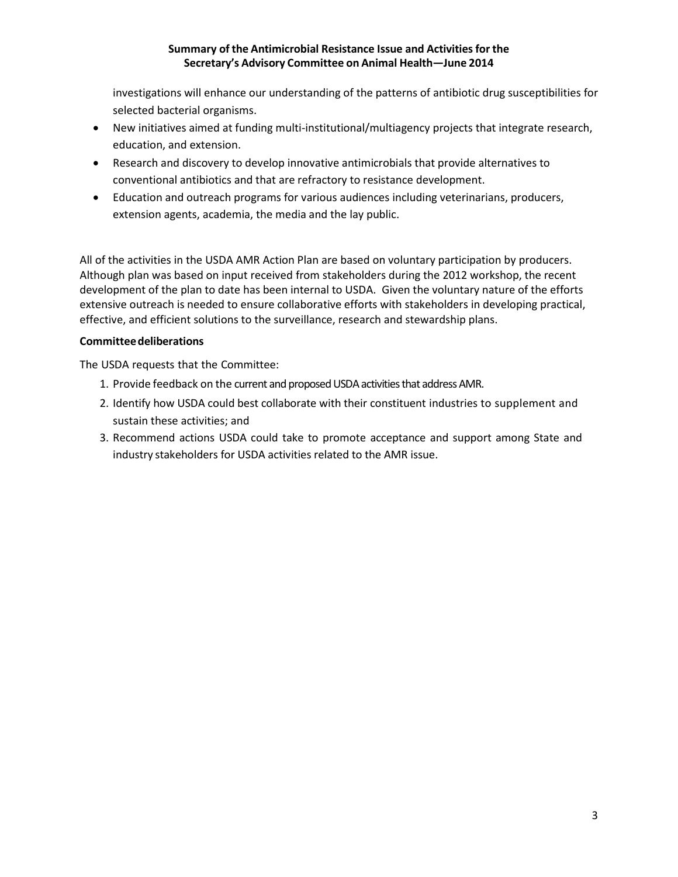investigations will enhance our understanding of the patterns of antibiotic drug susceptibilities for selected bacterial organisms.

- New initiatives aimed at funding multi-institutional/multiagency projects that integrate research, education, and extension.
- Research and discovery to develop innovative antimicrobials that provide alternatives to conventional antibiotics and that are refractory to resistance development.
- Education and outreach programs for various audiences including veterinarians, producers, extension agents, academia, the media and the lay public.

All of the activities in the USDA AMR Action Plan are based on voluntary participation by producers. Although plan was based on input received from stakeholders during the 2012 workshop, the recent development of the plan to date has been internal to USDA. Given the voluntary nature of the efforts extensive outreach is needed to ensure collaborative efforts with stakeholders in developing practical, effective, and efficient solutions to the surveillance, research and stewardship plans.

**Committee deliberations**

The USDA requests that the Committee:

1. Provide feedback on the current and proposed USDA activities that address AMR.
2. Identify how USDA could best collaborate with their constituent industries to supplement and sustain these activities; and
3. Recommend actions USDA could take to promote acceptance and support among State and industry stakeholders for USDA activities related to the AMR issue.